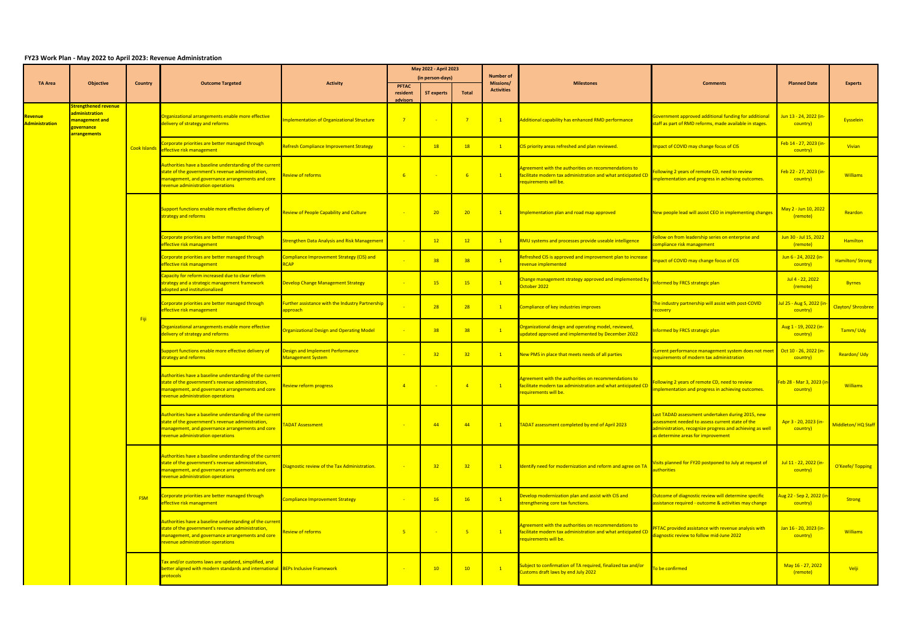## FY23 Work Plan - May 2022 to April 2023: Revenue Administration

| TA Area | Objective | Country | Outcome Targeted | Activity | May 2022 - April 2023 (in person-days) | | | Number of Missions/ Activities | Milestones | Comments | Planned Date | Experts |
|---|---|---|---|---|---|---|---|---|---|---|---|---|
| | | | | | PFTAC resident advisors | ST experts | Total | | | | | |
| Revenue Administration | Strengthened revenue administration management and governance arrangements | Cook Islands | Organizational arrangements enable more effective delivery of strategy and reforms | Implementation of Organizational Structure | 7 | - | 7 | 1 | Additional capability has enhanced RMD performance | Government approved additional funding for additional staff as part of RMD reforms, made available in stages. | Jun 13 - 24, 2022 (in-country) | Eysselein |
| | | | Corporate priorities are better managed through effective risk management | Refresh Compliance Improvement Strategy | - | 18 | 18 | 1 | CIS priority areas refreshed and plan reviewed. | Impact of COVID may change focus of CIS | Feb 14 - 27, 2023 (in-country) | Vivian |
| | | | Authorities have a baseline understanding of the current state of the government's revenue administration, management, and governance arrangements and core revenue administration operations | Review of reforms | 6 | - | 6 | 1 | Agreement with the authorities on recommendations to facilitate modern tax administration and what anticipated CD requirements will be. | Following 2 years of remote CD, need to review implementation and progress in achieving outcomes. | Feb 22 - 27, 2023 (in-country) | Williams |
| | | Fiji | Support functions enable more effective delivery of strategy and reforms | Review of People Capability and Culture | - | 20 | 20 | 1 | Implementation plan and road map approved | New people lead will assist CEO in implementing changes | May 2 - Jun 10, 2022 (remote) | Reardon |
| | | | Corporate priorities are better managed through effective risk management | Strengthen Data Analysis and Risk Management | - | 12 | 12 | 1 | RMU systems and processes provide useable intelligence | Follow on from leadership series on enterprise and compliance risk management | Jun 30 - Jul 15, 2022 (remote) | Hamilton |
| | | | Corporate priorities are better managed through effective risk management | Compliance Improvement Strategy (CIS) and RCAP | - | 38 | 38 | 1 | Refreshed CIS is approved and improvement plan to increase revenue implemented | Impact of COVID may change focus of CIS | Jun 6 - 24, 2022 (in-country) | Hamilton/ Strong |
| | | | Capacity for reform increased due to clear reform strategy and a strategic management framework adopted and institutionalized | Develop Change Management Strategy | - | 15 | 15 | 1 | Change management strategy approved and implemented by October 2022 | Informed by FRCS strategic plan | Jul 4 - 22, 2022 (remote) | Byrnes |
| | | | Corporate priorities are better managed through effective risk management | Further assistance with the Industry Partnership approach | - | 28 | 28 | 1 | Compliance of key industries improves | The industry partnership will assist with post-COVID recovery | Jul 25 - Aug 5, 2022 (in-country) | Clayton/ Shrosbree |
| | | | Organizational arrangements enable more effective delivery of strategy and reforms | Organizational Design and Operating Model | - | 38 | 38 | 1 | Organizational design and operating model, reviewed, updated approved and implemented by December 2022 | Informed by FRCS strategic plan | Aug 1 - 19, 2022 (in-country) | Tamm/ Udy |
| | | | Support functions enable more effective delivery of strategy and reforms | Design and Implement Performance Management System | - | 32 | 32 | 1 | New PMS in place that meets needs of all parties | Current performance management system does not meet requirements of modern tax administration | Oct 10 - 26, 2022 (in-country) | Reardon/ Udy |
| | | | Authorities have a baseline understanding of the current state of the government's revenue administration, management, and governance arrangements and core revenue administration operations | Review reform progress | 4 | - | 4 | 1 | Agreement with the authorities on recommendations to facilitate modern tax administration and what anticipated CD requirements will be. | Following 2 years of remote CD, need to review implementation and progress in achieving outcomes. | Feb 28 - Mar 3, 2023 (in-country) | Williams |
| | | | Authorities have a baseline understanding of the current state of the government's revenue administration, management, and governance arrangements and core revenue administration operations | TADAT Assessment | - | 44 | 44 | 1 | TADAT assessment completed by end of April 2023 | Last TADAD assessment undertaken during 2015, new assessment needed to assess current state of the administration, recognize progress and achieving as well as determine areas for improvement | Apr 3 - 20, 2023 (in-country) | Middleton/ HQ Staff |
| | | FSM | Authorities have a baseline understanding of the current state of the government's revenue administration, management, and governance arrangements and core revenue administration operations | Diagnostic review of the Tax Administration. | - | 32 | 32 | 1 | Identify need for modernization and reform and agree on TA | Visits planned for FY20 postponed to July at request of authorities | Jul 11 - 22, 2022 (in-country) | O'Keefe/ Topping |
| | | | Corporate priorities are better managed through effective risk management | Compliance Improvement Strategy | - | 16 | 16 | 1 | Develop modernization plan and assist with CIS and strengthening core tax functions. | Outcome of diagnostic review will determine specific assistance required - outcome & activities may change | Aug 22 - Sep 2, 2022 (in-country) | Strong |
| | | | Authorities have a baseline understanding of the current state of the government's revenue administration, management, and governance arrangements and core revenue administration operations | Review of reforms | 5 | - | 5 | 1 | Agreement with the authorities on recommendations to facilitate modern tax administration and what anticipated CD requirements will be. | PFTAC provided assistance with revenue analysis with diagnostic review to follow mid-June 2022 | Jan 16 - 20, 2023 (in-country) | Williams |
| | | | Tax and/or customs laws are updated, simplified, and better aligned with modern standards and international protocols | BEPs Inclusive Framework | - | 10 | 10 | 1 | Subject to confirmation of TA required, finalized tax and/or Customs draft laws by end July 2022 | To be confirmed | May 16 - 27, 2022 (remote) | Velji |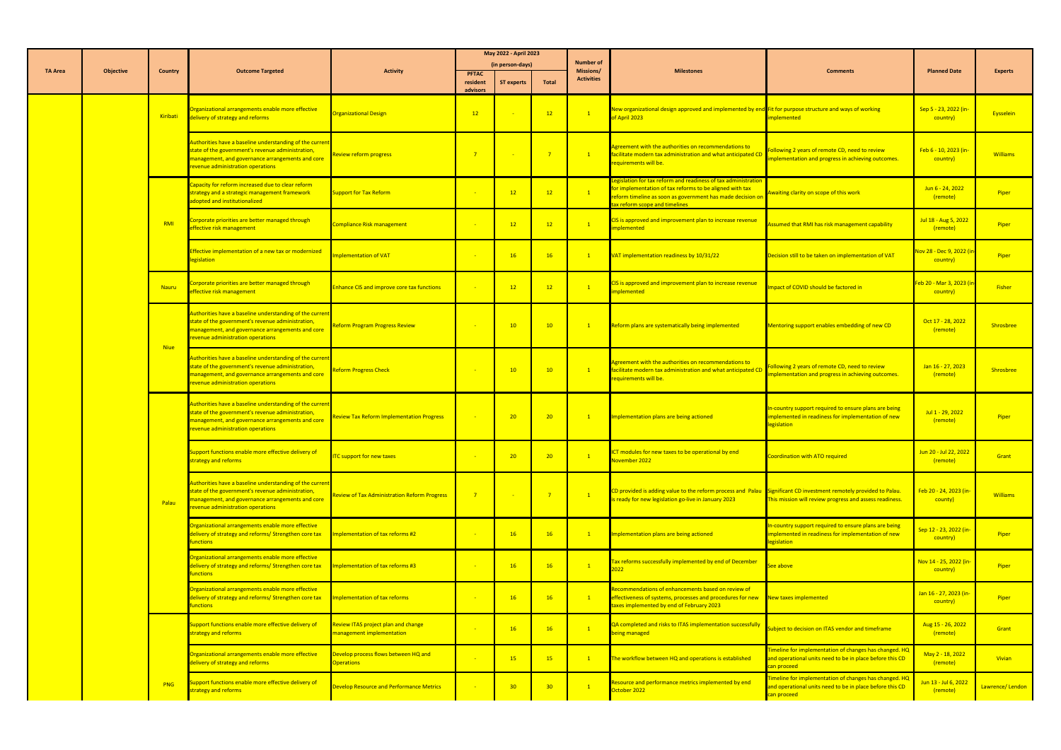| TA Area | Objective | Country | Outcome Targeted | Activity | May 2022 - April 2023 (in person-days) | | | Number of Missions/ Activities | Milestones | Comments | Planned Date | Experts |
|---|---|---|---|---|---|---|---|---|---|---|---|---|
| | | | | | PFTAC resident advisors | ST experts | Total | | | | | |
| | | Kiribati | Organizational arrangements enable more effective delivery of strategy and reforms | Organizational Design | 12 | - | 12 | 1 | New organizational design approved and implemented by end of April 2023 | Fit for purpose structure and ways of working implemented | Sep 5 - 23, 2022 (in-country) | Eysselein |
| | | | Authorities have a baseline understanding of the current state of the government's revenue administration, management, and governance arrangements and core revenue administration operations | Review reform progress | 7 | - | 7 | 1 | Agreement with the authorities on recommendations to facilitate modern tax administration and what anticipated CD requirements will be. | Following 2 years of remote CD, need to review implementation and progress in achieving outcomes. | Feb 6 - 10, 2023 (in-country) | Williams |
| | | RMI | Capacity for reform increased due to clear reform strategy and a strategic management framework adopted and institutionalized | Support for Tax Reform | - | 12 | 12 | 1 | Legislation for tax reform and readiness of tax administration for implementation of tax reforms to be aligned with tax reform timeline as soon as government has made decision on tax reform scope and timelines | Awaiting clarity on scope of this work | Jun 6 - 24, 2022 (remote) | Piper |
| | | | Corporate priorities are better managed through effective risk management | Compliance Risk management | - | 12 | 12 | 1 | CIS is approved and improvement plan to increase revenue implemented | Assumed that RMI has risk management capability | Jul 18 - Aug 5, 2022 (remote) | Piper |
| | | | Effective implementation of a new tax or modernized legislation | Implementation of VAT | - | 16 | 16 | 1 | VAT implementation readiness by 10/31/22 | Decision still to be taken on implementation of VAT | Nov 28 - Dec 9, 2022 (in-country) | Piper |
| | | Nauru | Corporate priorities are better managed through effective risk management | Enhance CIS and improve core tax functions | - | 12 | 12 | 1 | CIS is approved and improvement plan to increase revenue implemented | Impact of COVID should be factored in | Feb 20 - Mar 3, 2023 (in-country) | Fisher |
| | | Niue | Authorities have a baseline understanding of the current state of the government's revenue administration, management, and governance arrangements and core revenue administration operations | Reform Program Progress Review | - | 10 | 10 | 1 | Reform plans are systematically being implemented | Mentoring support enables embedding of new CD | Oct 17 - 28, 2022 (remote) | Shrosbree |
| | | | Authorities have a baseline understanding of the current state of the government's revenue administration, management, and governance arrangements and core revenue administration operations | Reform Progress Check | - | 10 | 10 | 1 | Agreement with the authorities on recommendations to facilitate modern tax administration and what anticipated CD requirements will be. | Following 2 years of remote CD, need to review implementation and progress in achieving outcomes. | Jan 16 - 27, 2023 (remote) | Shrosbree |
| | | Palau | Authorities have a baseline understanding of the current state of the government's revenue administration, management, and governance arrangements and core revenue administration operations | Review Tax Reform Implementation Progress | - | 20 | 20 | 1 | Implementation plans are being actioned | In-country support required to ensure plans are being implemented in readiness for implementation of new legislation | Jul 1 - 29, 2022 (remote) | Piper |
| | | | Support functions enable more effective delivery of strategy and reforms | ITC support for new taxes | - | 20 | 20 | 1 | ICT modules for new taxes to be operational by end November 2022 | Coordination with ATO required | Jun 20 - Jul 22, 2022 (remote) | Grant |
| | | | Authorities have a baseline understanding of the current state of the government's revenue administration, management, and governance arrangements and core revenue administration operations | Review of Tax Administration Reform Progress | 7 | - | 7 | 1 | CD provided is adding value to the reform process and Palau is ready for new legislation go-live in January 2023 | Significant CD investment remotely provided to Palau. This mission will review progress and assess readiness. | Feb 20 - 24, 2023 (in-county) | Williams |
| | | | Organizational arrangements enable more effective delivery of strategy and reforms/ Strengthen core tax functions | Implementation of tax reforms #2 | - | 16 | 16 | 1 | Implementation plans are being actioned | In-country support required to ensure plans are being implemented in readiness for implementation of new legislation | Sep 12 - 23, 2022 (in-country) | Piper |
| | | | Organizational arrangements enable more effective delivery of strategy and reforms/ Strengthen core tax functions | Implementation of tax reforms #3 | - | 16 | 16 | 1 | Tax reforms successfully implemented by end of December 2022 | See above | Nov 14 - 25, 2022 (in-country) | Piper |
| | | | Organizational arrangements enable more effective delivery of strategy and reforms/ Strengthen core tax functions | Implementation of tax reforms | - | 16 | 16 | 1 | Recommendations of enhancements based on review of effectiveness of systems, processes and procedures for new taxes implemented by end of February 2023 | New taxes implemented | Jan 16 - 27, 2023 (in-country) | Piper |
| | | PNG | Support functions enable more effective delivery of strategy and reforms | Review ITAS project plan and change management implementation | - | 16 | 16 | 1 | QA completed and risks to ITAS implementation successfully being managed | Subject to decision on ITAS vendor and timeframe | Aug 15 - 26, 2022 (remote) | Grant |
| | | | Organizational arrangements enable more effective delivery of strategy and reforms | Develop process flows between HQ and Operations | - | 15 | 15 | 1 | The workflow between HQ and operations is established | Timeline for implementation of changes has changed. HQ and operational units need to be in place before this CD can proceed | May 2 - 18, 2022 (remote) | Vivian |
| | | | Support functions enable more effective delivery of strategy and reforms | Develop Resource and Performance Metrics | - | 30 | 30 | 1 | Resource and performance metrics implemented by end October 2022 | Timeline for implementation of changes has changed. HQ and operational units need to be in place before this CD can proceed | Jun 13 - Jul 6, 2022 (remote) | Lawrence/ Lendon |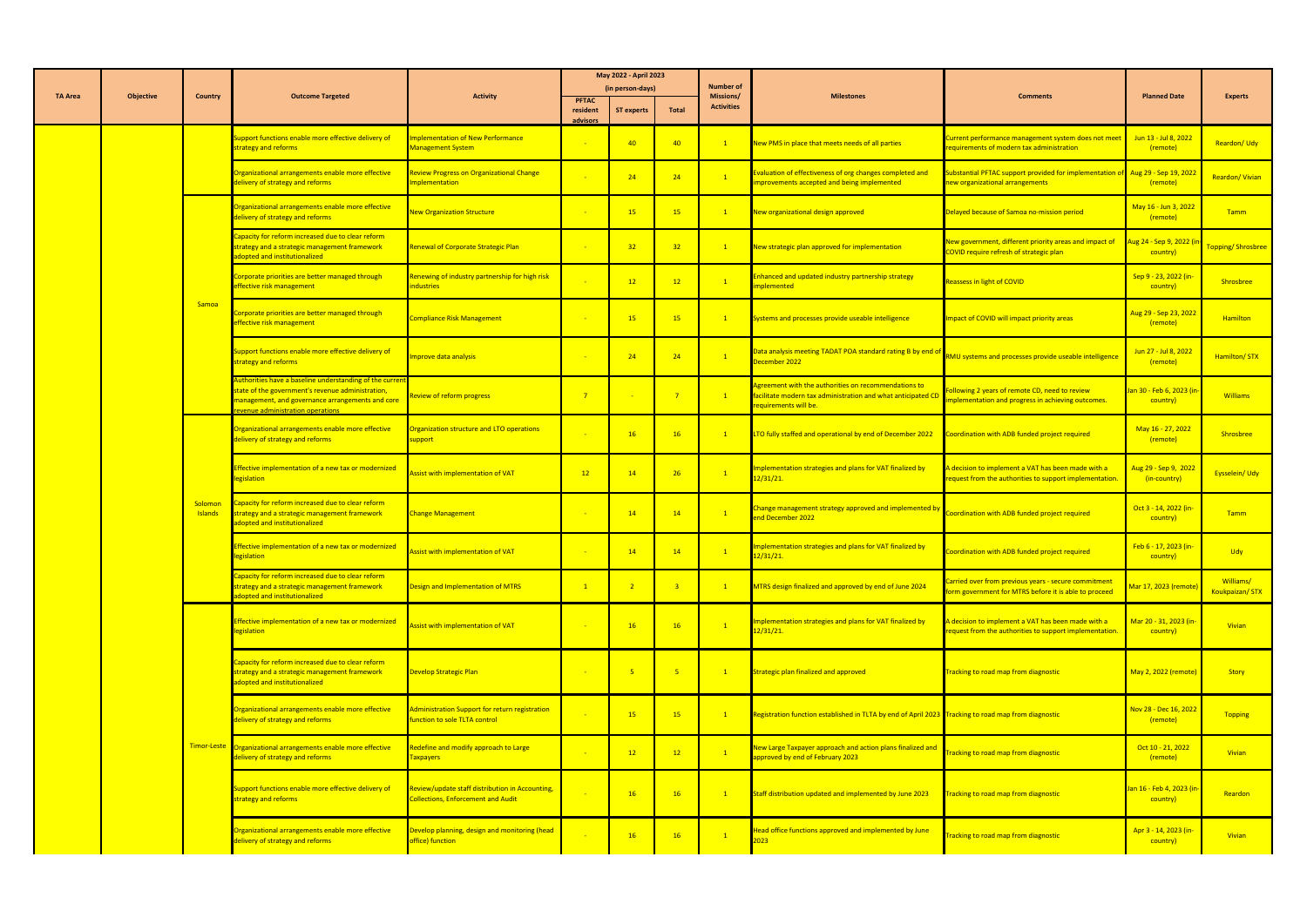| TA Area | Objective | Country | Outcome Targeted | Activity | May 2022 - April 2023 (in person-days) | | | Number of Missions/ Activities | Milestones | Comments | Planned Date | Experts |
|---|---|---|---|---|---|---|---|---|---|---|---|---|
| | | | | | PFTAC resident advisors | ST experts | Total | | | | | |
| | | | Support functions enable more effective delivery of strategy and reforms | Implementation of New Performance Management System | - | 40 | 40 | 1 | New PMS in place that meets needs of all parties | Current performance management system does not meet requirements of modern tax administration | Jun 13 - Jul 8, 2022 (remote) | Reardon/ Udy |
| | | | Organizational arrangements enable more effective delivery of strategy and reforms | Review Progress on Organizational Change Implementation | - | 24 | 24 | 1 | Evaluation of effectiveness of org changes completed and improvements accepted and being implemented | Substantial PFTAC support provided for implementation of new organizational arrangements | Aug 29 - Sep 19, 2022 (remote) | Reardon/ Vivian |
| | | Samoa | Organizational arrangements enable more effective delivery of strategy and reforms | New Organization Structure | - | 15 | 15 | 1 | New organizational design approved | Delayed because of Samoa no-mission period | May 16 - Jun 3, 2022 (remote) | Tamm |
| | | Samoa | Capacity for reform increased due to clear reform strategy and a strategic management framework adopted and institutionalized | Renewal of Corporate Strategic Plan | - | 32 | 32 | 1 | New strategic plan approved for implementation | New government, different priority areas and impact of COVID require refresh of strategic plan | Aug 24 - Sep 9, 2022 (in-country) | Topping/ Shrosbree |
| | | Samoa | Corporate priorities are better managed through effective risk management | Renewing of industry partnership for high risk industries | - | 12 | 12 | 1 | Enhanced and updated industry partnership strategy implemented | Reassess in light of COVID | Sep 9 - 23, 2022 (in-country) | Shrosbree |
| | | Samoa | Corporate priorities are better managed through effective risk management | Compliance Risk Management | - | 15 | 15 | 1 | Systems and processes provide useable intelligence | Impact of COVID will impact priority areas | Aug 29 - Sep 23, 2022 (remote) | Hamilton |
| | | Samoa | Support functions enable more effective delivery of strategy and reforms | Improve data analysis | - | 24 | 24 | 1 | Data analysis meeting TADAT POA standard rating B by end of December 2022 | RMU systems and processes provide useable intelligence | Jun 27 - Jul 8, 2022 (remote) | Hamilton/ STX |
| | | Samoa | Authorities have a baseline understanding of the current state of the government's revenue administration, management, and governance arrangements and core revenue administration operations | Review of reform progress | 7 | - | 7 | 1 | Agreement with the authorities on recommendations to facilitate modern tax administration and what anticipated CD requirements will be. | Following 2 years of remote CD, need to review implementation and progress in achieving outcomes. | Jan 30 - Feb 6, 2023 (in-country) | Williams |
| | | Solomon Islands | Organizational arrangements enable more effective delivery of strategy and reforms | Organization structure and LTO operations support | - | 16 | 16 | 1 | LTO fully staffed and operational by end of December 2022 | Coordination with ADB funded project required | May 16 - 27, 2022 (remote) | Shrosbree |
| | | Solomon Islands | Effective implementation of a new tax or modernized legislation | Assist with implementation of VAT | 12 | 14 | 26 | 1 | Implementation strategies and plans for VAT finalized by 12/31/21. | A decision to implement a VAT has been made with a request from the authorities to support implementation. | Aug 29 - Sep 9, 2022 (in-country) | Eysselein/ Udy |
| | | Solomon Islands | Capacity for reform increased due to clear reform strategy and a strategic management framework adopted and institutionalized | Change Management | - | 14 | 14 | 1 | Change management strategy approved and implemented by end December 2022 | Coordination with ADB funded project required | Oct 3 - 14, 2022 (in-country) | Tamm |
| | | Solomon Islands | Effective implementation of a new tax or modernized legislation | Assist with implementation of VAT | - | 14 | 14 | 1 | Implementation strategies and plans for VAT finalized by 12/31/21. | Coordination with ADB funded project required | Feb 6 - 17, 2023 (in-country) | Udy |
| | | Solomon Islands | Capacity for reform increased due to clear reform strategy and a strategic management framework adopted and institutionalized | Design and Implementation of MTRS | 1 | 2 | 3 | 1 | MTRS design finalized and approved by end of June 2024 | Carried over from previous years - secure commitment form government for MTRS before it is able to proceed | Mar 17, 2023 (remote) | Williams/ Koukpaizan/ STX |
| | | Timor-Leste | Effective implementation of a new tax or modernized legislation | Assist with implementation of VAT | - | 16 | 16 | 1 | Implementation strategies and plans for VAT finalized by 12/31/21. | A decision to implement a VAT has been made with a request from the authorities to support implementation. | Mar 20 - 31, 2023 (in-country) | Vivian |
| | | Timor-Leste | Capacity for reform increased due to clear reform strategy and a strategic management framework adopted and institutionalized | Develop Strategic Plan | - | 5 | 5 | 1 | Strategic plan finalized and approved | Tracking to road map from diagnostic | May 2, 2022 (remote) | Story |
| | | Timor-Leste | Organizational arrangements enable more effective delivery of strategy and reforms | Administration Support for return registration function to sole TLTA control | - | 15 | 15 | 1 | Registration function established in TLTA by end of April 2023 | Tracking to road map from diagnostic | Nov 28 - Dec 16, 2022 (remote) | Topping |
| | | Timor-Leste | Organizational arrangements enable more effective delivery of strategy and reforms | Redefine and modify approach to Large Taxpayers | - | 12 | 12 | 1 | New Large Taxpayer approach and action plans finalized and approved by end of February 2023 | Tracking to road map from diagnostic | Oct 10 - 21, 2022 (remote) | Vivian |
| | | Timor-Leste | Support functions enable more effective delivery of strategy and reforms | Review/update staff distribution in Accounting, Collections, Enforcement and Audit | - | 16 | 16 | 1 | Staff distribution updated and implemented by June 2023 | Tracking to road map from diagnostic | Jan 16 - Feb 4, 2023 (in-country) | Reardon |
| | | Timor-Leste | Organizational arrangements enable more effective delivery of strategy and reforms | Develop planning, design and monitoring (head office) function | - | 16 | 16 | 1 | Head office functions approved and implemented by June 2023 | Tracking to road map from diagnostic | Apr 3 - 14, 2023 (in-country) | Vivian |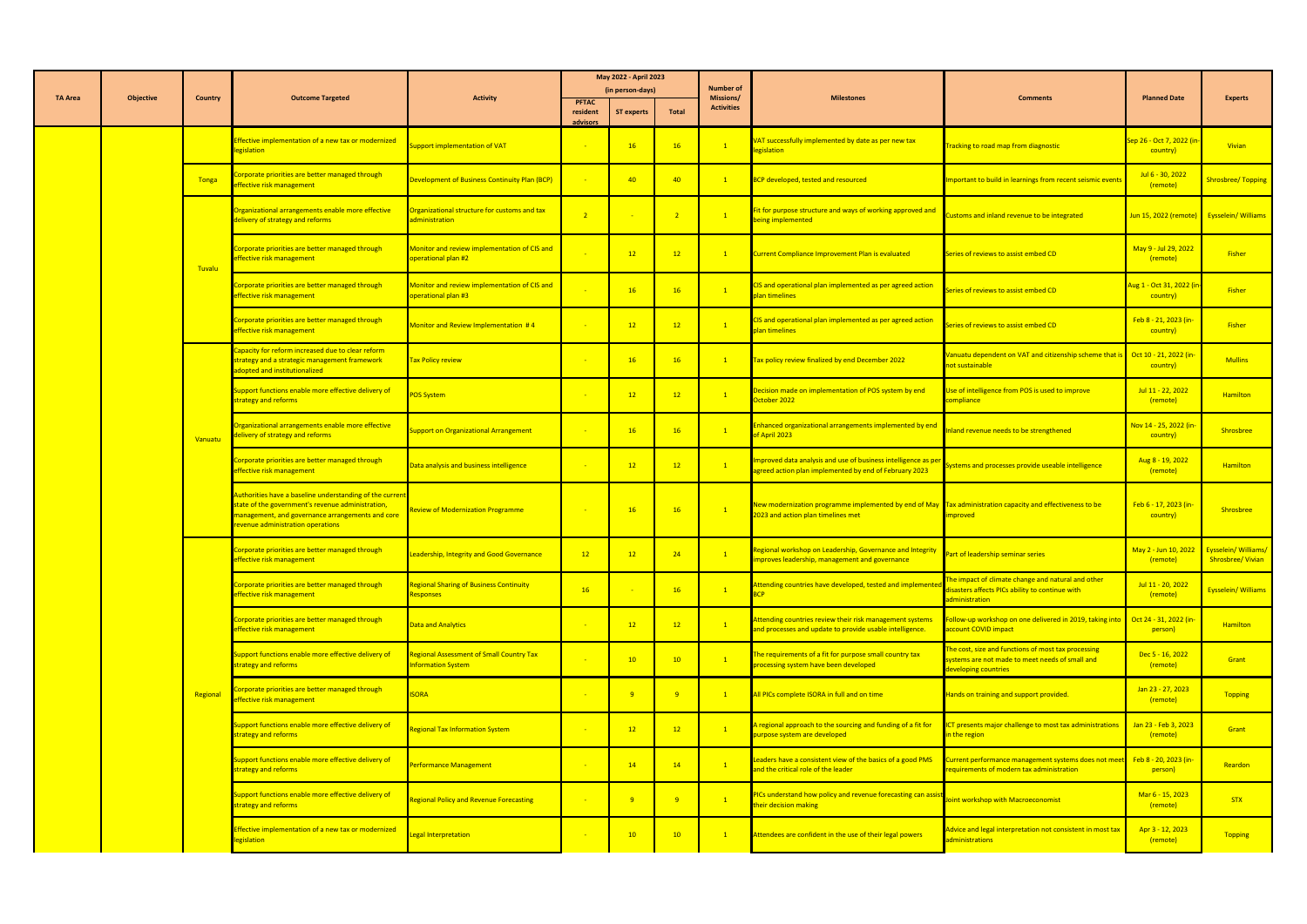| TA Area | Objective | Country | Outcome Targeted | Activity | May 2022 - April 2023 (in person-days) | | | Number of Missions/ Activities | Milestones | Comments | Planned Date | Experts |
|---|---|---|---|---|---|---|---|---|---|---|---|---|
| | | | | | PFTAC resident advisors | ST experts | Total | | | | | |
| | | | Effective implementation of a new tax or modernized legislation | Support implementation of VAT | - | 16 | 16 | 1 | VAT successfully implemented by date as per new tax legislation | Tracking to road map from diagnostic | Sep 26 - Oct 7, 2022 (in-country) | Vivian |
| | | Tonga | Corporate priorities are better managed through effective risk management | Development of Business Continuity Plan (BCP) | - | 40 | 40 | 1 | BCP developed, tested and resourced | Important to build in learnings from recent seismic events | Jul 6 - 30, 2022 (remote) | Shrosbree/ Topping |
| | | Tuvalu | Organizational arrangements enable more effective delivery of strategy and reforms | Organizational structure for customs and tax administration | 2 | - | 2 | 1 | Fit for purpose structure and ways of working approved and being implemented | Customs and inland revenue to be integrated | Jun 15, 2022 (remote) | Eysselein/ Williams |
| | | | Corporate priorities are better managed through effective risk management | Monitor and review implementation of CIS and operational plan #2 | - | 12 | 12 | 1 | Current Compliance Improvement Plan is evaluated | Series of reviews to assist embed CD | May 9 - Jul 29, 2022 (remote) | Fisher |
| | | | Corporate priorities are better managed through effective risk management | Monitor and review implementation of CIS and operational plan #3 | - | 16 | 16 | 1 | CIS and operational plan implemented as per agreed action plan timelines | Series of reviews to assist embed CD | Aug 1 - Oct 31, 2022 (in-country) | Fisher |
| | | | Corporate priorities are better managed through effective risk management | Monitor and Review Implementation # 4 | - | 12 | 12 | 1 | CIS and operational plan implemented as per agreed action plan timelines | Series of reviews to assist embed CD | Feb 8 - 21, 2023 (in-country) | Fisher |
| | | Vanuatu | Capacity for reform increased due to clear reform strategy and a strategic management framework adopted and institutionalized | Tax Policy review | - | 16 | 16 | 1 | Tax policy review finalized by end December 2022 | Vanuatu dependent on VAT and citizenship scheme that is not sustainable | Oct 10 - 21, 2022 (in-country) | Mullins |
| | | | Support functions enable more effective delivery of strategy and reforms | POS System | - | 12 | 12 | 1 | Decision made on implementation of POS system by end October 2022 | Use of intelligence from POS is used to improve compliance | Jul 11 - 22, 2022 (remote) | Hamilton |
| | | | Organizational arrangements enable more effective delivery of strategy and reforms | Support on Organizational Arrangement | - | 16 | 16 | 1 | Enhanced organizational arrangements implemented by end of April 2023 | Inland revenue needs to be strengthened | Nov 14 - 25, 2022 (in-country) | Shrosbree |
| | | | Corporate priorities are better managed through effective risk management | Data analysis and business intelligence | - | 12 | 12 | 1 | Improved data analysis and use of business intelligence as per agreed action plan implemented by end of February 2023 | Systems and processes provide useable intelligence | Aug 8 - 19, 2022 (remote) | Hamilton |
| | | | Authorities have a baseline understanding of the current state of the government's revenue administration, management, and governance arrangements and core revenue administration operations | Review of Modernization Programme | - | 16 | 16 | 1 | New modernization programme implemented by end of May 2023 and action plan timelines met | Tax administration capacity and effectiveness to be improved | Feb 6 - 17, 2023 (in-country) | Shrosbree |
| | | Regional | Corporate priorities are better managed through effective risk management | Leadership, Integrity and Good Governance | 12 | 12 | 24 | 1 | Regional workshop on Leadership, Governance and Integrity improves leadership, management and governance | Part of leadership seminar series | May 2 - Jun 10, 2022 (remote) | Eysselein/ Williams/ Shrosbree/ Vivian |
| | | | Corporate priorities are better managed through effective risk management | Regional Sharing of Business Continuity Responses | 16 | - | 16 | 1 | Attending countries have developed, tested and implemented BCP | The impact of climate change and natural and other disasters affects PICs ability to continue with administration | Jul 11 - 20, 2022 (remote) | Eysselein/ Williams |
| | | | Corporate priorities are better managed through effective risk management | Data and Analytics | - | 12 | 12 | 1 | Attending countries review their risk management systems and processes and update to provide usable intelligence. | Follow-up workshop on one delivered in 2019, taking into account COVID impact | Oct 24 - 31, 2022 (in-person) | Hamilton |
| | | | Support functions enable more effective delivery of strategy and reforms | Regional Assessment of Small Country Tax Information System | - | 10 | 10 | 1 | The requirements of a fit for purpose small country tax processing system have been developed | The cost, size and functions of most tax processing systems are not made to meet needs of small and developing countries | Dec 5 - 16, 2022 (remote) | Grant |
| | | | Corporate priorities are better managed through effective risk management | ISORA | - | 9 | 9 | 1 | All PICs complete ISORA in full and on time | Hands on training and support provided. | Jan 23 - 27, 2023 (remote) | Topping |
| | | | Support functions enable more effective delivery of strategy and reforms | Regional Tax Information System | - | 12 | 12 | 1 | A regional approach to the sourcing and funding of a fit for purpose system are developed | ICT presents major challenge to most tax administrations in the region | Jan 23 - Feb 3, 2023 (remote) | Grant |
| | | | Support functions enable more effective delivery of strategy and reforms | Performance Management | - | 14 | 14 | 1 | Leaders have a consistent view of the basics of a good PMS and the critical role of the leader | Current performance management systems does not meet requirements of modern tax administration | Feb 8 - 20, 2023 (in-person) | Reardon |
| | | | Support functions enable more effective delivery of strategy and reforms | Regional Policy and Revenue Forecasting | - | 9 | 9 | 1 | PICs understand how policy and revenue forecasting can assist their decision making | Joint workshop with Macroeconomist | Mar 6 - 15, 2023 (remote) | STX |
| | | | Effective implementation of a new tax or modernized legislation | Legal Interpretation | - | 10 | 10 | 1 | Attendees are confident in the use of their legal powers | Advice and legal interpretation not consistent in most tax administrations | Apr 3 - 12, 2023 (remote) | Topping |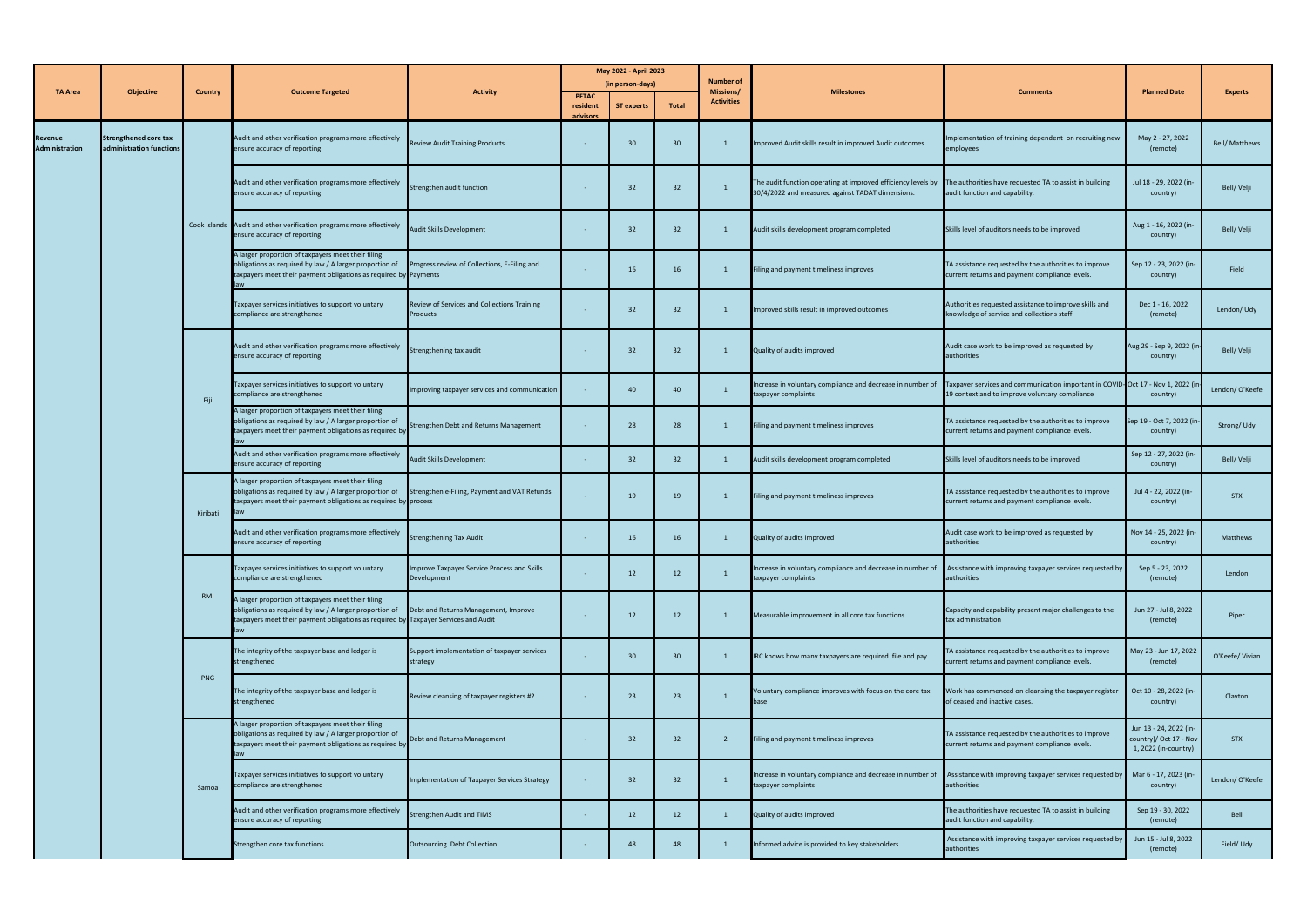| TA Area | Objective | Country | Outcome Targeted | Activity | May 2022 - April 2023 (in person-days) | | | Number of Missions/ Activities | Milestones | Comments | Planned Date | Experts |
|---|---|---|---|---|---|---|---|---|---|---|---|---|
| | | | | | PFTAC resident advisors | ST experts | Total | | | | | |
| Revenue Administration | Strengthened core tax administration functions | Cook Islands | Audit and other verification programs more effectively ensure accuracy of reporting | Review Audit Training Products | - | 30 | 30 | 1 | Improved Audit skills result in improved Audit outcomes | Implementation of training dependent on recruiting new employees | May 2 - 27, 2022 (remote) | Bell/ Matthews |
| | | | Audit and other verification programs more effectively ensure accuracy of reporting | Strengthen audit function | - | 32 | 32 | 1 | The audit function operating at improved efficiency levels by 30/4/2022 and measured against TADAT dimensions. | The authorities have requested TA to assist in building audit function and capability. | Jul 18 - 29, 2022 (in-country) | Bell/ Velji |
| | | | Audit and other verification programs more effectively ensure accuracy of reporting | Audit Skills Development | - | 32 | 32 | 1 | Audit skills development program completed | Skills level of auditors needs to be improved | Aug 1 - 16, 2022 (in-country) | Bell/ Velji |
| | | | A larger proportion of taxpayers meet their filing obligations as required by law / A larger proportion of taxpayers meet their payment obligations as required by law | Progress review of Collections, E-Filing and Payments | - | 16 | 16 | 1 | Filing and payment timeliness improves | TA assistance requested by the authorities to improve current returns and payment compliance levels. | Sep 12 - 23, 2022 (in-country) | Field |
| | | | Taxpayer services initiatives to support voluntary compliance are strengthened | Review of Services and Collections Training Products | - | 32 | 32 | 1 | Improved skills result in improved outcomes | Authorities requested assistance to improve skills and knowledge of service and collections staff | Dec 1 - 16, 2022 (remote) | Lendon/ Udy |
| | | Fiji | Audit and other verification programs more effectively ensure accuracy of reporting | Strengthening tax audit | - | 32 | 32 | 1 | Quality of audits improved | Audit case work to be improved as requested by authorities | Aug 29 - Sep 9, 2022 (in-country) | Bell/ Velji |
| | | | Taxpayer services initiatives to support voluntary compliance are strengthened | Improving taxpayer services and communication | - | 40 | 40 | 1 | Increase in voluntary compliance and decrease in number of taxpayer complaints | Taxpayer services and communication important in COVID-19 context and to improve voluntary compliance | Oct 17 - Nov 1, 2022 (in-country) | Lendon/ O'Keefe |
| | | | A larger proportion of taxpayers meet their filing obligations as required by law / A larger proportion of taxpayers meet their payment obligations as required by law | Strengthen Debt and Returns Management | - | 28 | 28 | 1 | Filing and payment timeliness improves | TA assistance requested by the authorities to improve current returns and payment compliance levels. | Sep 19 - Oct 7, 2022 (in-country) | Strong/ Udy |
| | | | Audit and other verification programs more effectively ensure accuracy of reporting | Audit Skills Development | - | 32 | 32 | 1 | Audit skills development program completed | Skills level of auditors needs to be improved | Sep 12 - 27, 2022 (in-country) | Bell/ Velji |
| | | Kiribati | A larger proportion of taxpayers meet their filing obligations as required by law / A larger proportion of taxpayers meet their payment obligations as required by law | Strengthen e-Filing, Payment and VAT Refunds process | - | 19 | 19 | 1 | Filing and payment timeliness improves | TA assistance requested by the authorities to improve current returns and payment compliance levels. | Jul 4 - 22, 2022 (in-country) | STX |
| | | | Audit and other verification programs more effectively ensure accuracy of reporting | Strengthening Tax Audit | - | 16 | 16 | 1 | Quality of audits improved | Audit case work to be improved as requested by authorities | Nov 14 - 25, 2022 (in-country) | Matthews |
| | | RMI | Taxpayer services initiatives to support voluntary compliance are strengthened | Improve Taxpayer Service Process and Skills Development | - | 12 | 12 | 1 | Increase in voluntary compliance and decrease in number of taxpayer complaints | Assistance with improving taxpayer services requested by authorities | Sep 5 - 23, 2022 (remote) | Lendon |
| | | | A larger proportion of taxpayers meet their filing obligations as required by law / A larger proportion of taxpayers meet their payment obligations as required by law | Debt and Returns Management, Improve Taxpayer Services and Audit | - | 12 | 12 | 1 | Measurable improvement in all core tax functions | Capacity and capability present major challenges to the tax administration | Jun 27 - Jul 8, 2022 (remote) | Piper |
| | | PNG | The integrity of the taxpayer base and ledger is strengthened | Support implementation of taxpayer services strategy | - | 30 | 30 | 1 | IRC knows how many taxpayers are required file and pay | TA assistance requested by the authorities to improve current returns and payment compliance levels. | May 23 - Jun 17, 2022 (remote) | O'Keefe/ Vivian |
| | | | The integrity of the taxpayer base and ledger is strengthened | Review cleansing of taxpayer registers #2 | - | 23 | 23 | 1 | Voluntary compliance improves with focus on the core tax base | Work has commenced on cleansing the taxpayer register of ceased and inactive cases. | Oct 10 - 28, 2022 (in-country) | Clayton |
| | | Samoa | A larger proportion of taxpayers meet their filing obligations as required by law / A larger proportion of taxpayers meet their payment obligations as required by law | Debt and Returns Management | - | 32 | 32 | 2 | Filing and payment timeliness improves | TA assistance requested by the authorities to improve current returns and payment compliance levels. | Jun 13 - 24, 2022 (in-country)/ Oct 17 - Nov 1, 2022 (in-country) | STX |
| | | | Taxpayer services initiatives to support voluntary compliance are strengthened | Implementation of Taxpayer Services Strategy | - | 32 | 32 | 1 | Increase in voluntary compliance and decrease in number of taxpayer complaints | Assistance with improving taxpayer services requested by authorities | Mar 6 - 17, 2023 (in-country) | Lendon/ O'Keefe |
| | | | Audit and other verification programs more effectively ensure accuracy of reporting | Strengthen Audit and TIMS | - | 12 | 12 | 1 | Quality of audits improved | The authorities have requested TA to assist in building audit function and capability. | Sep 19 - 30, 2022 (remote) | Bell |
| | | | Strengthen core tax functions | Outsourcing Debt Collection | - | 48 | 48 | 1 | Informed advice is provided to key stakeholders | Assistance with improving taxpayer services requested by authorities | Jun 15 - Jul 8, 2022 (remote) | Field/ Udy |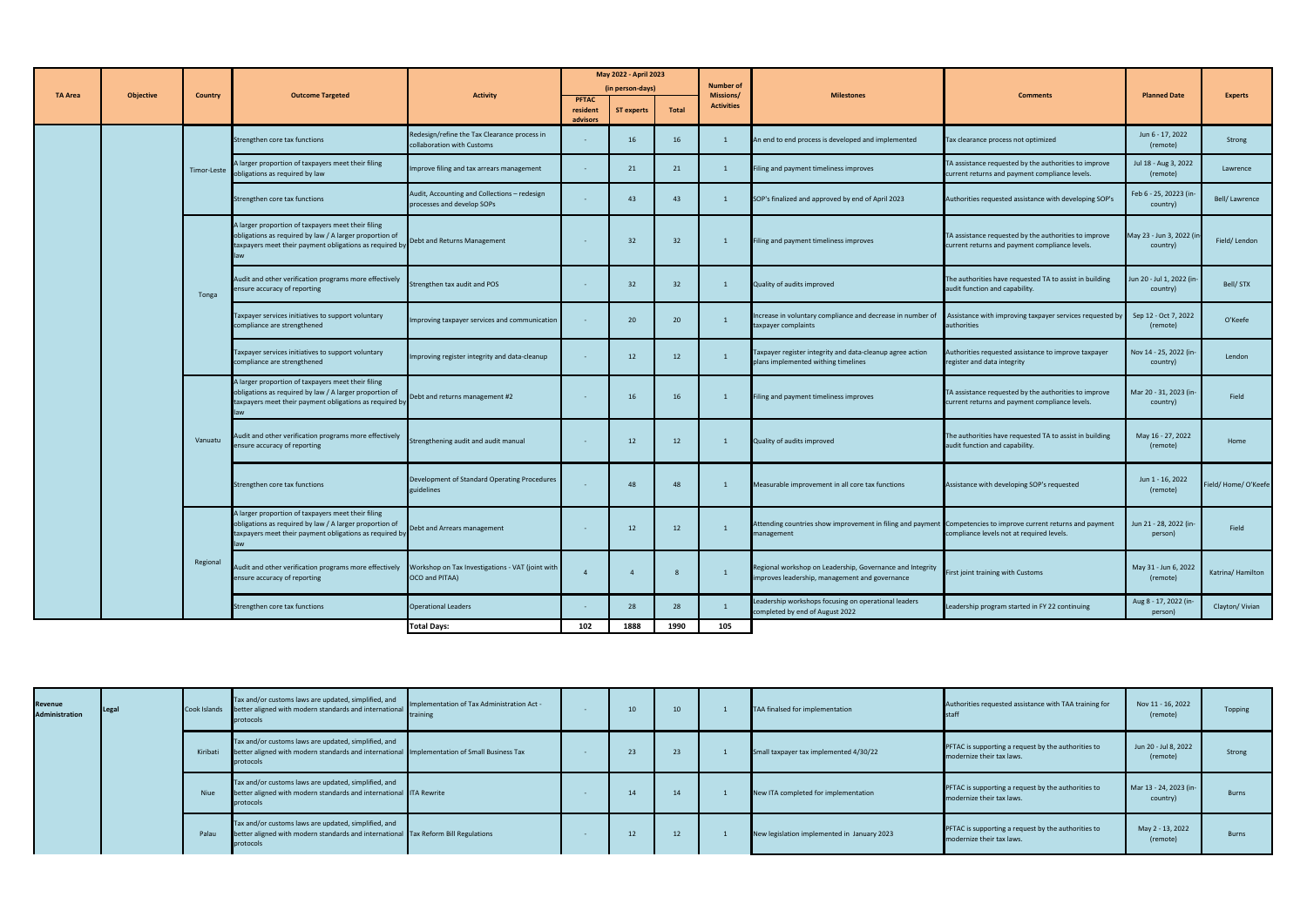| TA Area | Objective | Country | Outcome Targeted | Activity | May 2022 - April 2023 (in person-days) | | | Number of Missions/ Activities | Milestones | Comments | Planned Date | Experts |
|---|---|---|---|---|---|---|---|---|---|---|---|---|
| | | | | | PFTAC resident advisors | ST experts | Total | | | | | |
| | | Timor-Leste | Strengthen core tax functions | Redesign/refine the Tax Clearance process in collaboration with Customs | - | 16 | 16 | 1 | An end to end process is developed and implemented | Tax clearance process not optimized | Jun 6 - 17, 2022 (remote) | Strong |
| | | | A larger proportion of taxpayers meet their filing obligations as required by law | Improve filing and tax arrears management | - | 21 | 21 | 1 | Filing and payment timeliness improves | TA assistance requested by the authorities to improve current returns and payment compliance levels. | Jul 18 - Aug 3, 2022 (remote) | Lawrence |
| | | | Strengthen core tax functions | Audit, Accounting and Collections – redesign processes and develop SOPs | - | 43 | 43 | 1 | SOP's finalized and approved by end of April 2023 | Authorities requested assistance with developing SOP's | Feb 6 - 25, 20223 (in-country) | Bell/ Lawrence |
| | | Tonga | A larger proportion of taxpayers meet their filing obligations as required by law / A larger proportion of taxpayers meet their payment obligations as required by law | Debt and Returns Management | - | 32 | 32 | 1 | Filing and payment timeliness improves | TA assistance requested by the authorities to improve current returns and payment compliance levels. | May 23 - Jun 3, 2022 (in-country) | Field/ Lendon |
| | | | Audit and other verification programs more effectively ensure accuracy of reporting | Strengthen tax audit and POS | - | 32 | 32 | 1 | Quality of audits improved | The authorities have requested TA to assist in building audit function and capability. | Jun 20 - Jul 1, 2022 (in-country) | Bell/ STX |
| | | | Taxpayer services initiatives to support voluntary compliance are strengthened | Improving taxpayer services and communication | - | 20 | 20 | 1 | Increase in voluntary compliance and decrease in number of taxpayer complaints | Assistance with improving taxpayer services requested by authorities | Sep 12 - Oct 7, 2022 (remote) | O'Keefe |
| | | | Taxpayer services initiatives to support voluntary compliance are strengthened | Improving register integrity and data-cleanup | - | 12 | 12 | 1 | Taxpayer register integrity and data-cleanup agree action plans implemented withing timelines | Authorities requested assistance to improve taxpayer register and data integrity | Nov 14 - 25, 2022 (in-country) | Lendon |
| | | Vanuatu | A larger proportion of taxpayers meet their filing obligations as required by law / A larger proportion of taxpayers meet their payment obligations as required by law | Debt and returns management #2 | - | 16 | 16 | 1 | Filing and payment timeliness improves | TA assistance requested by the authorities to improve current returns and payment compliance levels. | Mar 20 - 31, 2023 (in-country) | Field |
| | | | Audit and other verification programs more effectively ensure accuracy of reporting | Strengthening audit and audit manual | - | 12 | 12 | 1 | Quality of audits improved | The authorities have requested TA to assist in building audit function and capability. | May 16 - 27, 2022 (remote) | Home |
| | | | Strengthen core tax functions | Development of Standard Operating Procedures guidelines | - | 48 | 48 | 1 | Measurable improvement in all core tax functions | Assistance with developing SOP's requested | Jun 1 - 16, 2022 (remote) | Field/ Home/ O'Keefe |
| | | Regional | A larger proportion of taxpayers meet their filing obligations as required by law / A larger proportion of taxpayers meet their payment obligations as required by law | Debt and Arrears management | - | 12 | 12 | 1 | Attending countries show improvement in filing and payment management | Competencies to improve current returns and payment compliance levels not at required levels. | Jun 21 - 28, 2022 (in-person) | Field |
| | | | Audit and other verification programs more effectively ensure accuracy of reporting | Workshop on Tax Investigations - VAT (joint with OCO and PITAA) | 4 | 4 | 8 | 1 | Regional workshop on Leadership, Governance and Integrity improves leadership, management and governance | First joint training with Customs | May 31 - Jun 6, 2022 (remote) | Katrina/ Hamilton |
| | | | Strengthen core tax functions | Operational Leaders | - | 28 | 28 | 1 | Leadership workshops focusing on operational leaders completed by end of August 2022 | Leadership program started in FY 22 continuing | Aug 8 - 17, 2022 (in-person) | Clayton/ Vivian |
| | | | | **Total Days:** | **102** | **1888** | **1990** | **105** | | | | |

| | | | | | | | | | | | | |
|---|---|---|---|---|---|---|---|---|---|---|---|---|
| **Revenue Administration** | **Legal** | Cook Islands | Tax and/or customs laws are updated, simplified, and better aligned with modern standards and international protocols | Implementation of Tax Administration Act - training | - | 10 | 10 | 1 | TAA finalsed for implementation | Authorities requested assistance with TAA training for staff | Nov 11 - 16, 2022 (remote) | Topping |
| | | Kiribati | Tax and/or customs laws are updated, simplified, and better aligned with modern standards and international protocols | Implementation of Small Business Tax | - | 23 | 23 | 1 | Small taxpayer tax implemented 4/30/22 | PFTAC is supporting a request by the authorities to modernize their tax laws. | Jun 20 - Jul 8, 2022 (remote) | Strong |
| | | Niue | Tax and/or customs laws are updated, simplified, and better aligned with modern standards and international protocols | ITA Rewrite | - | 14 | 14 | 1 | New ITA completed for implementation | PFTAC is supporting a request by the authorities to modernize their tax laws. | Mar 13 - 24, 2023 (in-country) | Burns |
| | | Palau | Tax and/or customs laws are updated, simplified, and better aligned with modern standards and international protocols | Tax Reform Bill Regulations | - | 12 | 12 | 1 | New legislation implemented in January 2023 | PFTAC is supporting a request by the authorities to modernize their tax laws. | May 2 - 13, 2022 (remote) | Burns |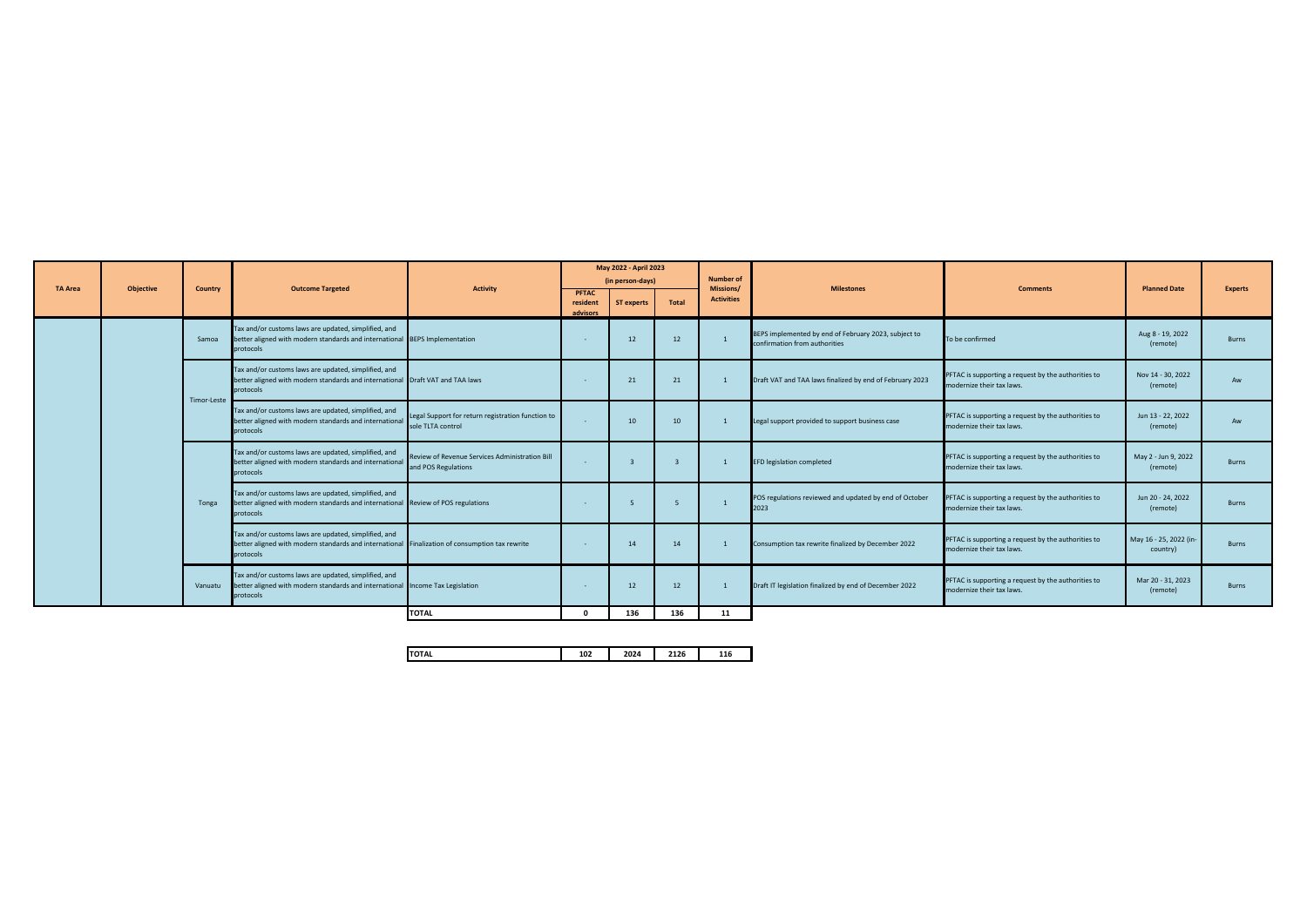| TA Area | Objective | Country | Outcome Targeted | Activity | May 2022 - April 2023 (in person-days) | | | Number of Missions/ Activities | Milestones | Comments | Planned Date | Experts |
|---|---|---|---|---|---|---|---|---|---|---|---|---|
| | | | | | PFTAC resident advisors | ST experts | Total | | | | | |
| | | Samoa | Tax and/or customs laws are updated, simplified, and better aligned with modern standards and international protocols | BEPS Implementation | - | 12 | 12 | 1 | BEPS implemented by end of February 2023, subject to confirmation from authorities | To be confirmed | Aug 8 - 19, 2022 (remote) | Burns |
| | | Timor-Leste | Tax and/or customs laws are updated, simplified, and better aligned with modern standards and international protocols | Draft VAT and TAA laws | - | 21 | 21 | 1 | Draft VAT and TAA laws finalized by end of February 2023 | PFTAC is supporting a request by the authorities to modernize their tax laws. | Nov 14 - 30, 2022 (remote) | Aw |
| | | | Tax and/or customs laws are updated, simplified, and better aligned with modern standards and international protocols | Legal Support for return registration function to sole TLTA control | - | 10 | 10 | 1 | Legal support provided to support business case | PFTAC is supporting a request by the authorities to modernize their tax laws. | Jun 13 - 22, 2022 (remote) | Aw |
| | | Tonga | Tax and/or customs laws are updated, simplified, and better aligned with modern standards and international protocols | Review of Revenue Services Administration Bill and POS Regulations | - | 3 | 3 | 1 | EFD legislation completed | PFTAC is supporting a request by the authorities to modernize their tax laws. | May 2 - Jun 9, 2022 (remote) | Burns |
| | | | Tax and/or customs laws are updated, simplified, and better aligned with modern standards and international protocols | Review of POS regulations | - | 5 | 5 | 1 | POS regulations reviewed and updated by end of October 2023 | PFTAC is supporting a request by the authorities to modernize their tax laws. | Jun 20 - 24, 2022 (remote) | Burns |
| | | | Tax and/or customs laws are updated, simplified, and better aligned with modern standards and international protocols | Finalization of consumption tax rewrite | - | 14 | 14 | 1 | Consumption tax rewrite finalized by December 2022 | PFTAC is supporting a request by the authorities to modernize their tax laws. | May 16 - 25, 2022 (in-country) | Burns |
| | | Vanuatu | Tax and/or customs laws are updated, simplified, and better aligned with modern standards and international protocols | Income Tax Legislation | - | 12 | 12 | 1 | Draft IT legislation finalized by end of December 2022 | PFTAC is supporting a request by the authorities to modernize their tax laws. | Mar 20 - 31, 2023 (remote) | Burns |
| | | | | **TOTAL** | **0** | **136** | **136** | **11** | | | | |

| | | | | |
|---|---|---|---|---|
| **TOTAL** | **102** | **2024** | **2126** | **116** |